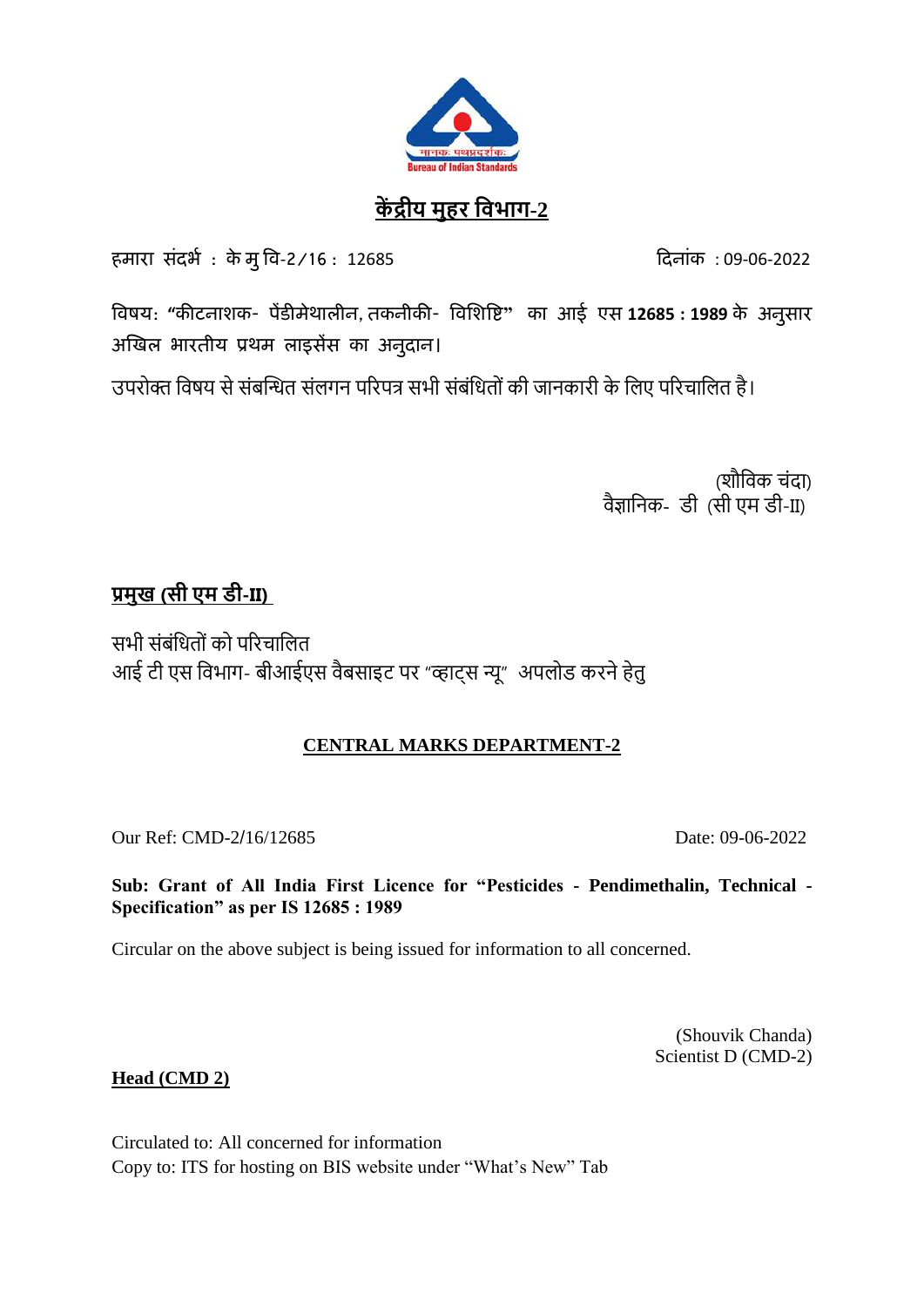## केंद्रीय मुहर विभाग-2

हमारा संदर्भ : के मु वि-2/16 : 12685 दिनांक : 09-06-2022

विषय: "कीटनाशक- पेंडीमेथालीन, तकनीकी- विशिष्टि" का आई एस **12685 : 1989** के अनुसार अखिल भारतीय प्रथम लाइसेंस का अनुदान।

उपरोक्त विषय से संबन्धित संलगन परिपत्र सभी संबंधितों की जानकारी के लिए परिचालित है।

(शौविक चंदा)
वैज्ञानिक- डी (सी एम डी-II)

**प्रमुख (सी एम डी-II)**

सभी संबंधितों को परिचालित
आई टी एस विभाग- बीआईएस वैबसाइट पर "व्हाट्स न्यू" अपलोड करने हेतु

## CENTRAL MARKS DEPARTMENT-2

Our Ref: CMD-2/16/12685 Date: 09-06-2022

**Sub: Grant of All India First Licence for "Pesticides - Pendimethalin, Technical - Specification" as per IS 12685 : 1989**

Circular on the above subject is being issued for information to all concerned.

(Shouvik Chanda)
Scientist D (CMD-2)

**Head (CMD 2)**

Circulated to: All concerned for information
Copy to: ITS for hosting on BIS website under "What's New" Tab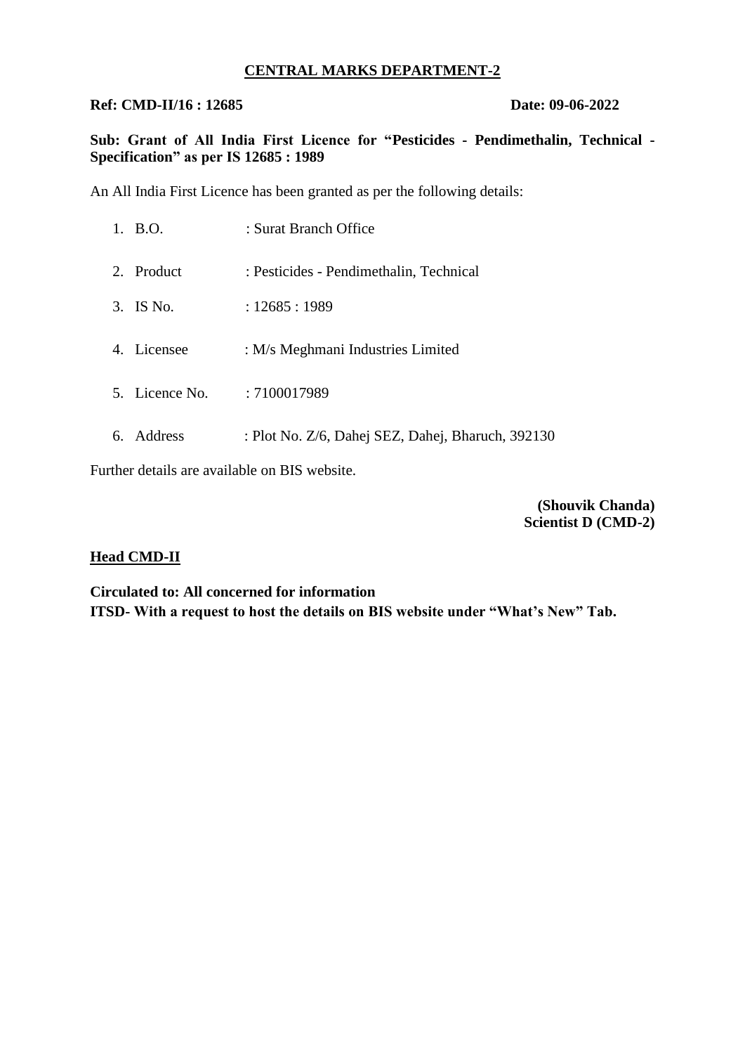## CENTRAL MARKS DEPARTMENT-2

**Ref: CMD-II/16 : 12685** **Date: 09-06-2022**

**Sub: Grant of All India First Licence for "Pesticides - Pendimethalin, Technical - Specification" as per IS 12685 : 1989**

An All India First Licence has been granted as per the following details:

1. B.O. : Surat Branch Office
2. Product : Pesticides - Pendimethalin, Technical
3. IS No. : 12685 : 1989
4. Licensee : M/s Meghmani Industries Limited
5. Licence No. : 7100017989
6. Address : Plot No. Z/6, Dahej SEZ, Dahej, Bharuch, 392130

Further details are available on BIS website.

**(Shouvik Chanda)**
**Scientist D (CMD-2)**

**Head CMD-II**

**Circulated to: All concerned for information**
**ITSD- With a request to host the details on BIS website under "What's New" Tab.**